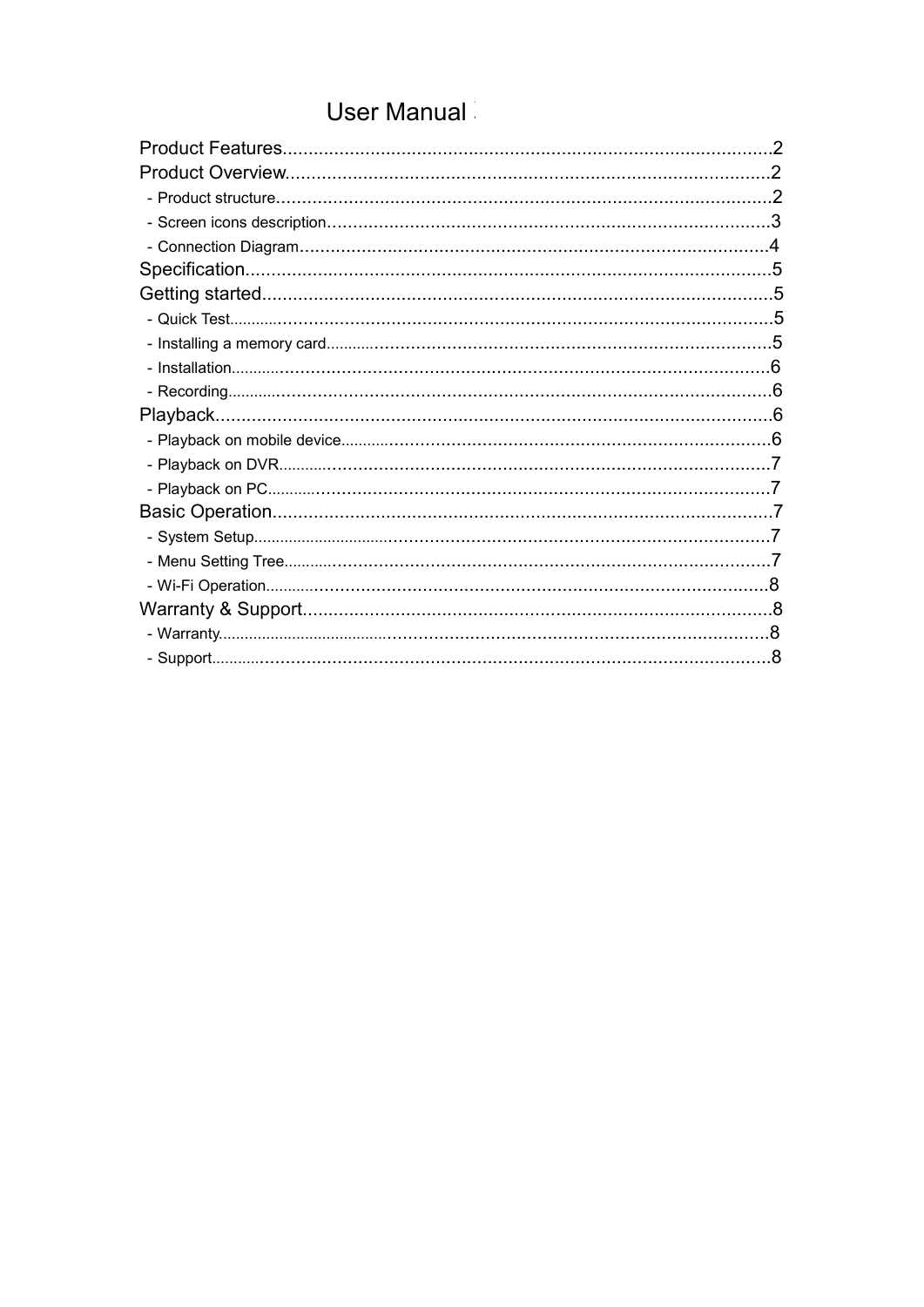# User Manual

Product Features..........................................................................................2

Product Overview..........................................................................................2

- Product structure..........................................................................................2
- Screen icons description..............................................................................3
- Connection Diagram.....................................................................................4

Specification.................................................................................................5

Getting started...............................................................................................5

- Quick Test....................................................................................................5
- Installing a memory card...............................................................................5
- Installation....................................................................................................6
- Recording.....................................................................................................6

Playback........................................................................................................6

- Playback on mobile device............................................................................6
- Playback on DVR..........................................................................................7
- Playback on PC.............................................................................................7

Basic Operation..............................................................................................7

- System Setup................................................................................................7
- Menu Setting Tree.........................................................................................7
- Wi-Fi Operation.............................................................................................8

Warranty & Support.........................................................................................8

- Warranty........................................................................................................8
- Support..........................................................................................................8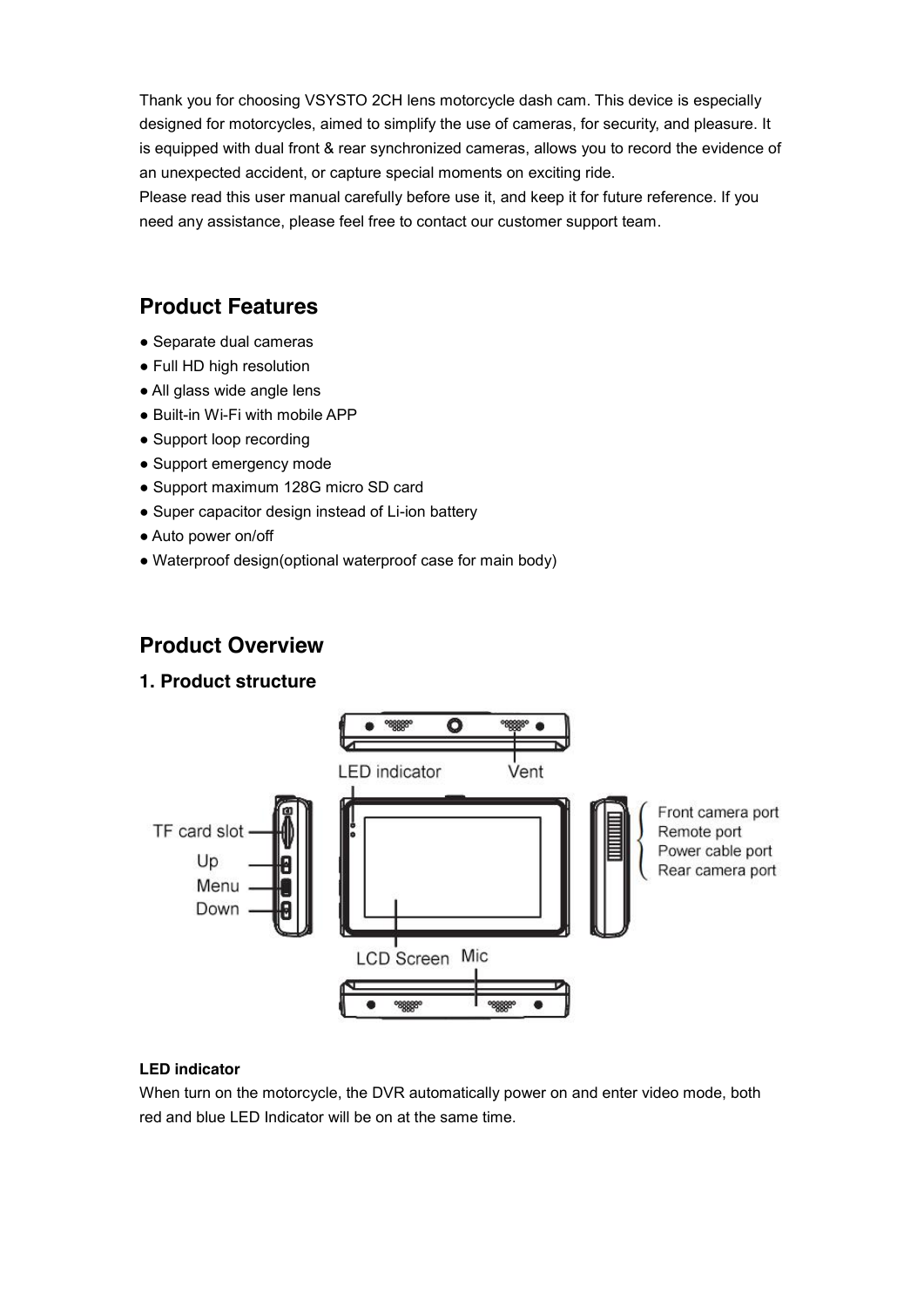Thank you for choosing VSYSTO 2CH lens motorcycle dash cam. This device is especially designed for motorcycles, aimed to simplify the use of cameras, for security, and pleasure. It is equipped with dual front & rear synchronized cameras, allows you to record the evidence of an unexpected accident, or capture special moments on exciting ride.
Please read this user manual carefully before use it, and keep it for future reference. If you need any assistance, please feel free to contact our customer support team.

## Product Features

- Separate dual cameras
- Full HD high resolution
- All glass wide angle lens
- Built-in Wi-Fi with mobile APP
- Support loop recording
- Support emergency mode
- Support maximum 128G micro SD card
- Super capacitor design instead of Li-ion battery
- Auto power on/off
- Waterproof design(optional waterproof case for main body)

## Product Overview

### 1. Product structure

LED indicator
Vent
TF card slot
Up
Menu
Down
Front camera port
Remote port
Power cable port
Rear camera port
LCD Screen
Mic

**LED indicator**
When turn on the motorcycle, the DVR automatically power on and enter video mode, both red and blue LED Indicator will be on at the same time.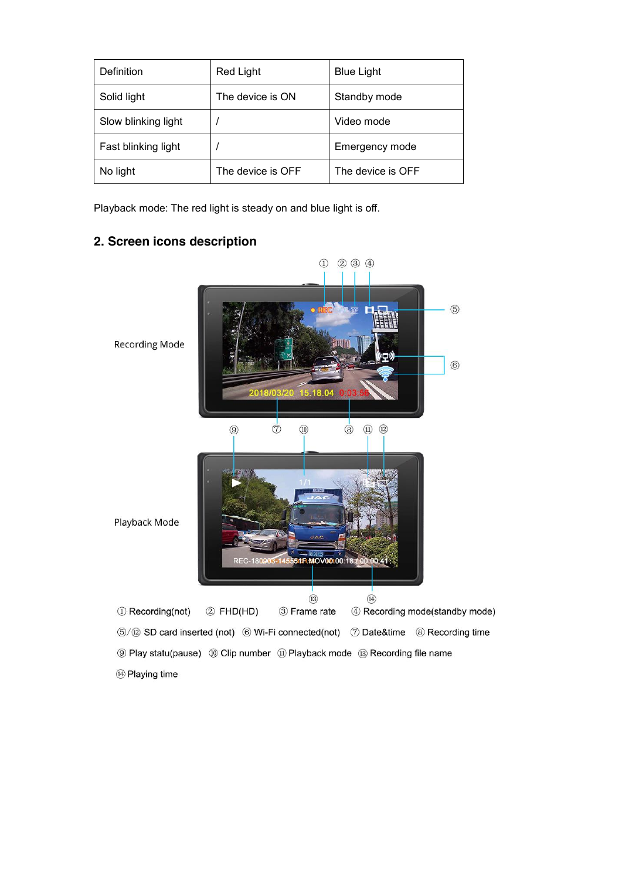| Definition | Red Light | Blue Light |
|---|---|---|
| Solid light | The device is ON | Standby mode |
| Slow blinking light | / | Video mode |
| Fast blinking light | / | Emergency mode |
| No light | The device is OFF | The device is OFF |

Playback mode: The red light is steady on and blue light is off.

## 2. Screen icons description

Recording Mode

Playback Mode

① Recording(not) ② FHD(HD) ③ Frame rate ④ Recording mode(standby mode)

⑤/⑫ SD card inserted (not) ⑥ Wi-Fi connected(not) ⑦ Date&time ⑧ Recording time

⑨ Play statu(pause) ⑩ Clip number ⑪ Playback mode ⑬ Recording file name

⑭ Playing time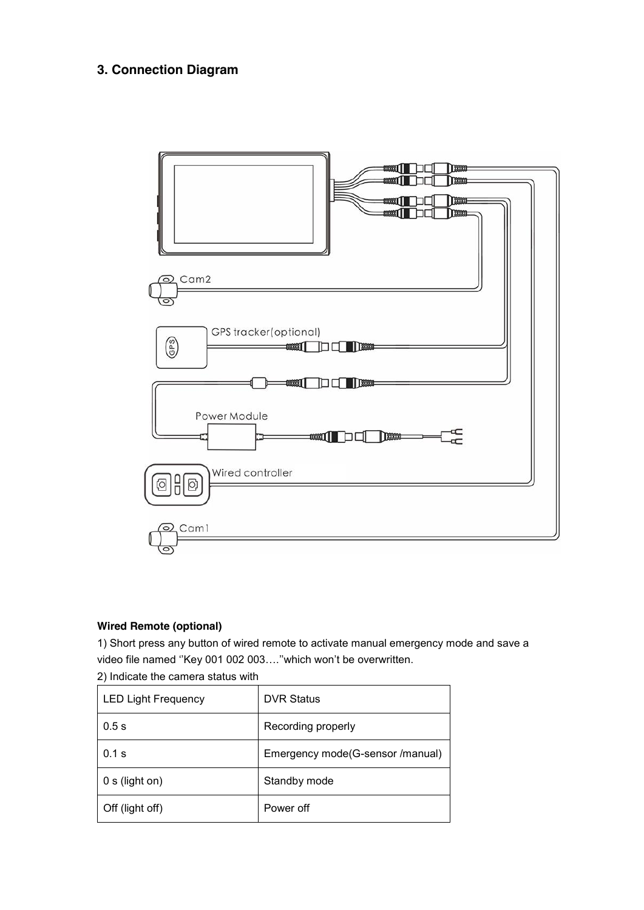### 3. Connection Diagram

Cam2

GPS tracker(optional)

Power Module

Wired controller

Cam1

**Wired Remote (optional)**

1) Short press any button of wired remote to activate manual emergency mode and save a video file named ''Key 001 002 003….''which won't be overwritten.

2) Indicate the camera status with

| LED Light Frequency | DVR Status |
| --- | --- |
| 0.5 s | Recording properly |
| 0.1 s | Emergency mode(G-sensor /manual) |
| 0 s (light on) | Standby mode |
| Off (light off) | Power off |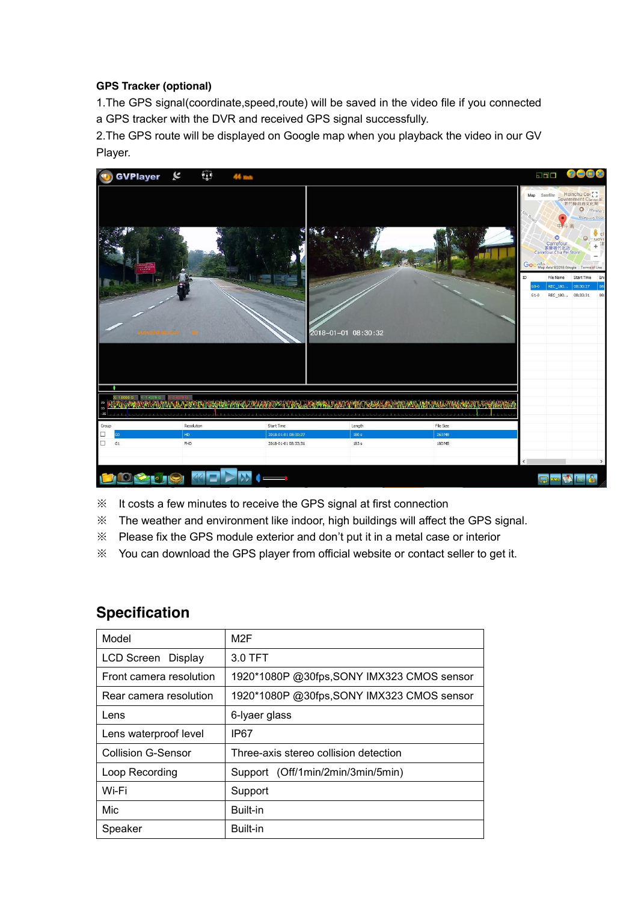**GPS Tracker (optional)**

1.The GPS signal(coordinate,speed,route) will be saved in the video file if you connected a GPS tracker with the DVR and received GPS signal successfully.

2.The GPS route will be displayed on Google map when you playback the video in our GV Player.

※ It costs a few minutes to receive the GPS signal at first connection

※ The weather and environment like indoor, high buildings will affect the GPS signal.

※ Please fix the GPS module exterior and don't put it in a metal case or interior

※ You can download the GPS player from official website or contact seller to get it.

## Specification

| Model | M2F |
|---|---|
| LCD Screen Display | 3.0 TFT |
| Front camera resolution | 1920*1080P @30fps,SONY IMX323 CMOS sensor |
| Rear camera resolution | 1920*1080P @30fps,SONY IMX323 CMOS sensor |
| Lens | 6-lyaer glass |
| Lens waterproof level | IP67 |
| Collision G-Sensor | Three-axis stereo collision detection |
| Loop Recording | Support (Off/1min/2min/3min/5min) |
| Wi-Fi | Support |
| Mic | Built-in |
| Speaker | Built-in |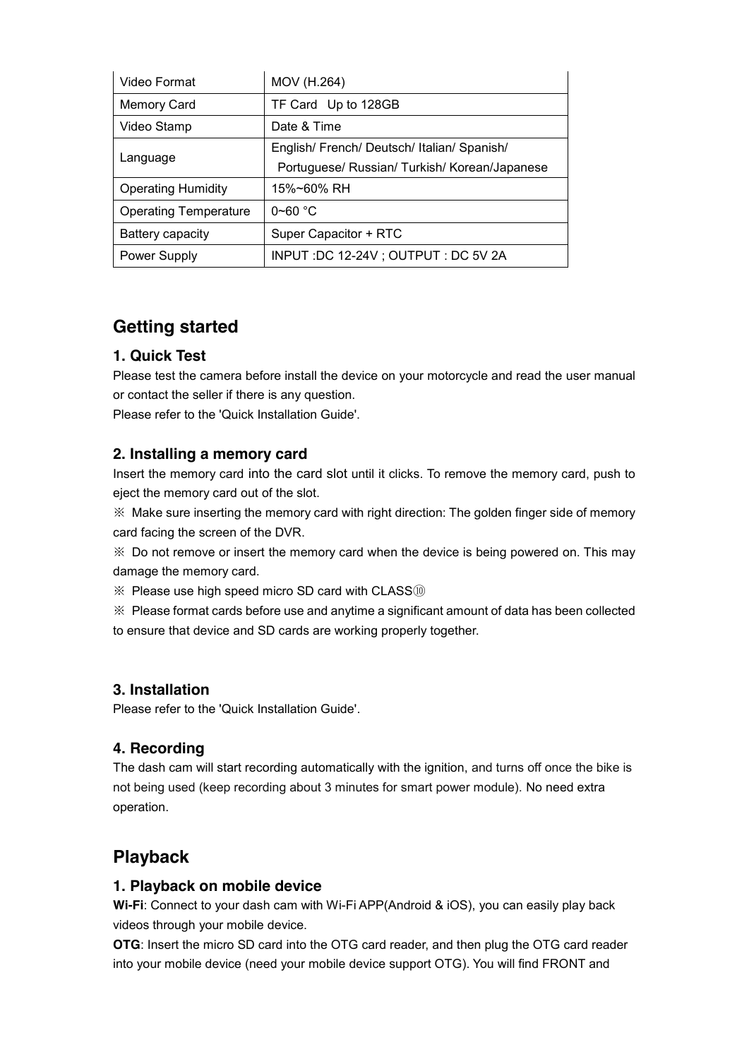| Video Format | MOV (H.264) |
| --- | --- |
| Memory Card | TF Card Up to 128GB |
| Video Stamp | Date & Time |
| Language | English/ French/ Deutsch/ Italian/ Spanish/ Portuguese/ Russian/ Turkish/ Korean/Japanese |
| Operating Humidity | 15%~60% RH |
| Operating Temperature | 0~60 °C |
| Battery capacity | Super Capacitor + RTC |
| Power Supply | INPUT :DC 12-24V ; OUTPUT : DC 5V 2A |

## Getting started

### 1. Quick Test

Please test the camera before install the device on your motorcycle and read the user manual or contact the seller if there is any question.
Please refer to the 'Quick Installation Guide'.

### 2. Installing a memory card

Insert the memory card into the card slot until it clicks. To remove the memory card, push to eject the memory card out of the slot.

※ Make sure inserting the memory card with right direction: The golden finger side of memory card facing the screen of the DVR.

※ Do not remove or insert the memory card when the device is being powered on. This may damage the memory card.

※ Please use high speed micro SD card with CLASS⑩

※ Please format cards before use and anytime a significant amount of data has been collected to ensure that device and SD cards are working properly together.

### 3. Installation

Please refer to the 'Quick Installation Guide'.

### 4. Recording

The dash cam will start recording automatically with the ignition, and turns off once the bike is not being used (keep recording about 3 minutes for smart power module). No need extra operation.

## Playback

### 1. Playback on mobile device

**Wi-Fi**: Connect to your dash cam with Wi-Fi APP(Android & iOS), you can easily play back videos through your mobile device.

**OTG**: Insert the micro SD card into the OTG card reader, and then plug the OTG card reader into your mobile device (need your mobile device support OTG). You will find FRONT and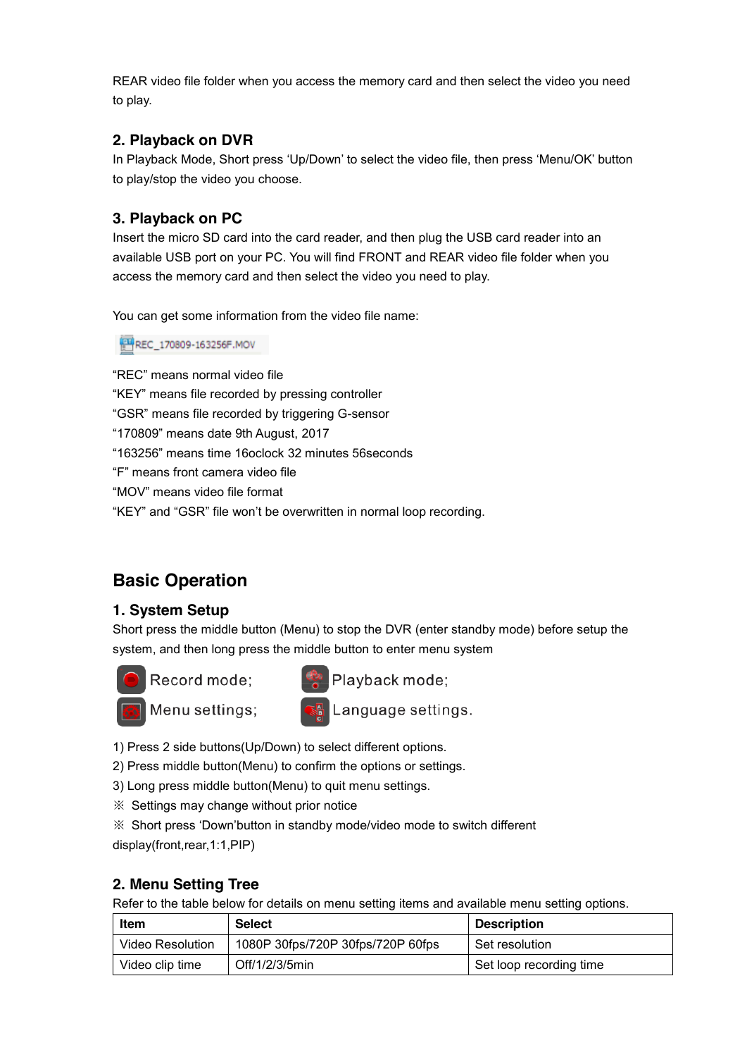REAR video file folder when you access the memory card and then select the video you need to play.

### 2. Playback on DVR

In Playback Mode, Short press ‘Up/Down’ to select the video file, then press ‘Menu/OK’ button to play/stop the video you choose.

### 3. Playback on PC

Insert the micro SD card into the card reader, and then plug the USB card reader into an available USB port on your PC. You will find FRONT and REAR video file folder when you access the memory card and then select the video you need to play.

You can get some information from the video file name:

REC_170809-163256F.MOV

“REC” means normal video file
“KEY” means file recorded by pressing controller
“GSR” means file recorded by triggering G-sensor
“170809” means date 9th August, 2017
“163256” means time 16oclock 32 minutes 56seconds
“F” means front camera video file
“MOV” means video file format
“KEY” and “GSR” file won’t be overwritten in normal loop recording.

## Basic Operation

### 1. System Setup

Short press the middle button (Menu) to stop the DVR (enter standby mode) before setup the system, and then long press the middle button to enter menu system

Record mode; Playback mode;
Menu settings; Language settings.

1) Press 2 side buttons(Up/Down) to select different options.
2) Press middle button(Menu) to confirm the options or settings.
3) Long press middle button(Menu) to quit menu settings.
※ Settings may change without prior notice
※ Short press ‘Down’button in standby mode/video mode to switch different display(front,rear,1:1,PIP)

### 2. Menu Setting Tree

Refer to the table below for details on menu setting items and available menu setting options.

| Item | Select | Description |
| --- | --- | --- |
| Video Resolution | 1080P 30fps/720P 30fps/720P 60fps | Set resolution |
| Video clip time | Off/1/2/3/5min | Set loop recording time |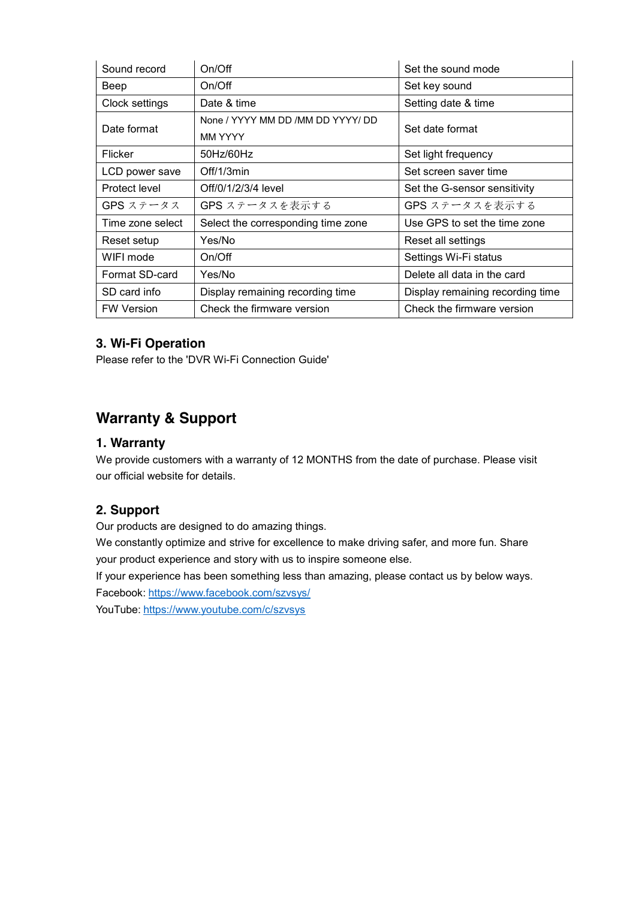| | | |
|---|---|---|
| Sound record | On/Off | Set the sound mode |
| Beep | On/Off | Set key sound |
| Clock settings | Date & time | Setting date & time |
| Date format | None / YYYY MM DD /MM DD YYYY/ DD MM YYYY | Set date format |
| Flicker | 50Hz/60Hz | Set light frequency |
| LCD power save | Off/1/3min | Set screen saver time |
| Protect level | Off/0/1/2/3/4 level | Set the G-sensor sensitivity |
| GPS ステータス | GPS ステータスを表示する | GPS ステータスを表示する |
| Time zone select | Select the corresponding time zone | Use GPS to set the time zone |
| Reset setup | Yes/No | Reset all settings |
| WIFI mode | On/Off | Settings Wi-Fi status |
| Format SD-card | Yes/No | Delete all data in the card |
| SD card info | Display remaining recording time | Display remaining recording time |
| FW Version | Check the firmware version | Check the firmware version |

### 3. Wi-Fi Operation

Please refer to the 'DVR Wi-Fi Connection Guide'

## Warranty & Support

### 1. Warranty

We provide customers with a warranty of 12 MONTHS from the date of purchase. Please visit our official website for details.

### 2. Support

Our products are designed to do amazing things.

We constantly optimize and strive for excellence to make driving safer, and more fun. Share your product experience and story with us to inspire someone else.

If your experience has been something less than amazing, please contact us by below ways.

Facebook: https://www.facebook.com/szvsys/

YouTube: https://www.youtube.com/c/szvsys